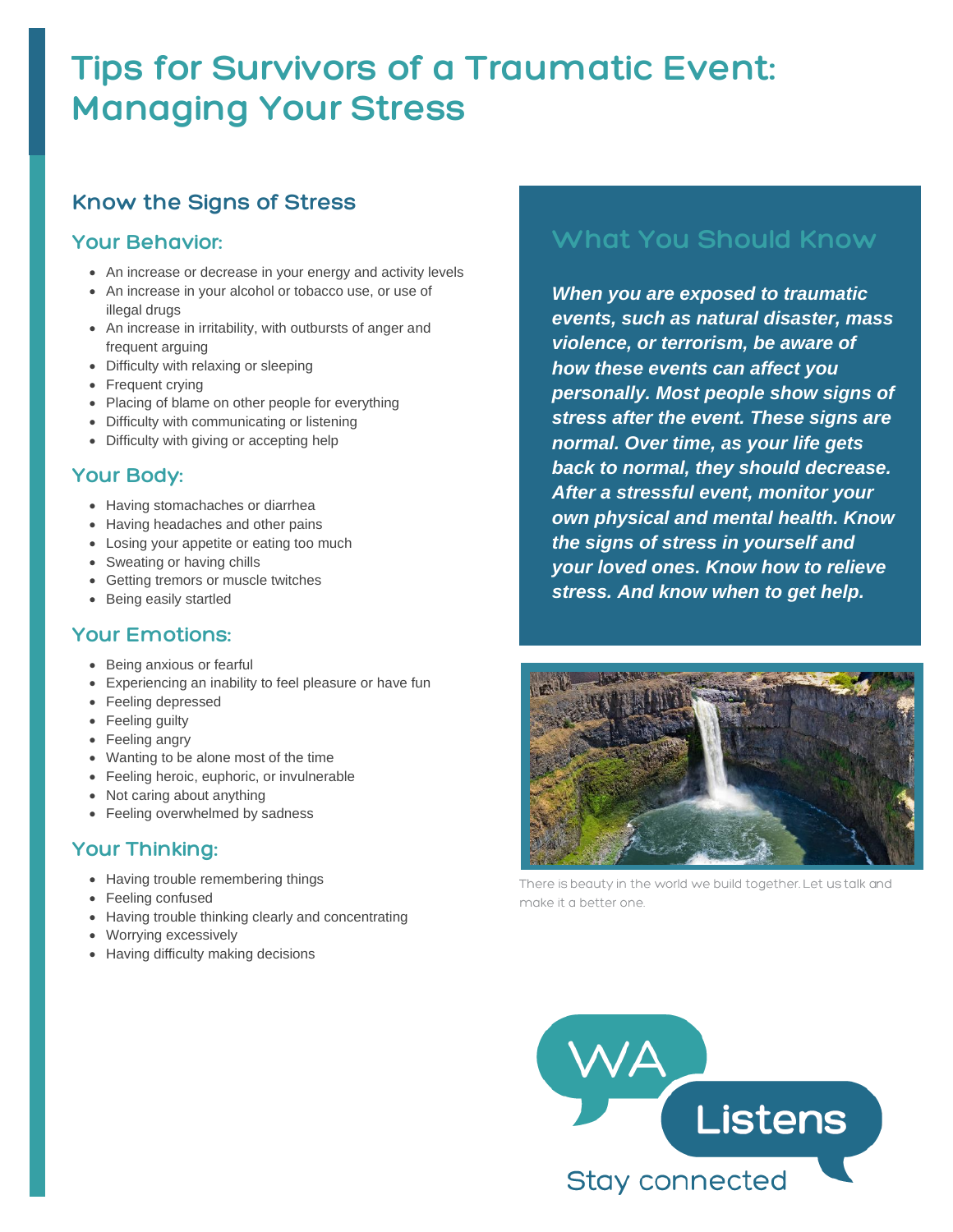# Tips for Survivors of a Traumatic Event: Managing Your Stress

## Know the Signs of Stress

### Your Behavior:

- An increase or decrease in your energy and activity levels
- An increase in your alcohol or tobacco use, or use of illegal drugs
- An increase in irritability, with outbursts of anger and frequent arguing
- Difficulty with relaxing or sleeping
- Frequent crying
- Placing of blame on other people for everything
- Difficulty with communicating or listening
- Difficulty with giving or accepting help

### Your Body:

- Having stomachaches or diarrhea
- Having headaches and other pains
- Losing your appetite or eating too much
- Sweating or having chills
- Getting tremors or muscle twitches
- Being easily startled

### Your Emotions:

- Being anxious or fearful
- Experiencing an inability to feel pleasure or have fun
- Feeling depressed
- Feeling guilty
- Feeling angry
- Wanting to be alone most of the time
- Feeling heroic, euphoric, or invulnerable
- Not caring about anything
- Feeling overwhelmed by sadness

### Your Thinking:

- Having trouble remembering things
- Feeling confused
- Having trouble thinking clearly and concentrating
- Worrying excessively
- Having difficulty making decisions

## What You Should Know

***When you are exposed to traumatic events, such as natural disaster, mass violence, or terrorism, be aware of how these events can affect you personally. Most people show signs of stress after the event. These signs are normal. Over time, as your life gets back to normal, they should decrease. After a stressful event, monitor your own physical and mental health. Know the signs of stress in yourself and your loved ones. Know how to relieve stress. And know when to get help.***

There is beauty in the world we build together. Let us talk and make it a better one.

WA Listens

Stay connected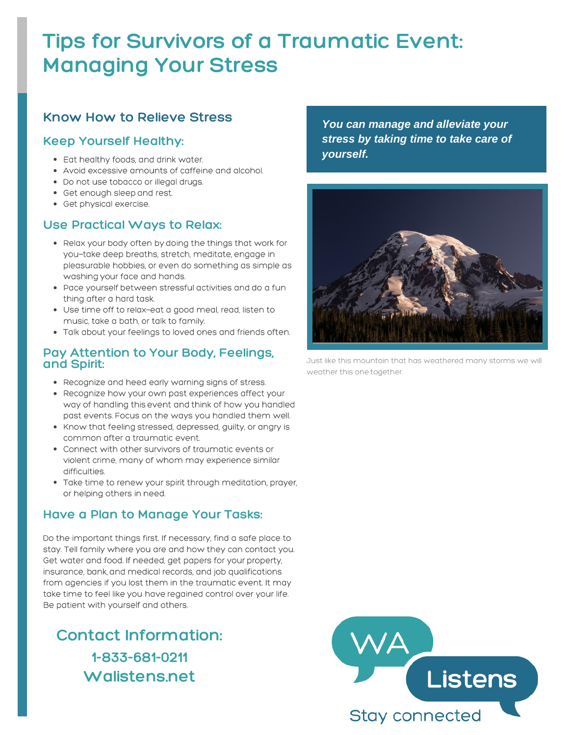# Tips for Survivors of a Traumatic Event: Managing Your Stress

## Know How to Relieve Stress

### Keep Yourself Healthy:

- Eat healthy foods, and drink water.
- Avoid excessive amounts of caffeine and alcohol.
- Do not use tobacco or illegal drugs.
- Get enough sleep and rest.
- Get physical exercise.

### Use Practical Ways to Relax:

- Relax your body often by doing the things that work for you–take deep breaths, stretch, meditate, engage in pleasurable hobbies, or even do something as simple as washing your face and hands.
- Pace yourself between stressful activities and do a fun thing after a hard task.
- Use time off to relax–eat a good meal, read, listen to music, take a bath, or talk to family.
- Talk about your feelings to loved ones and friends often.

### Pay Attention to Your Body, Feelings, and Spirit:

- Recognize and heed early warning signs of stress.
- Recognize how your own past experiences affect your way of handling this event and think of how you handled past events. Focus on the ways you handled them well.
- Know that feeling stressed, depressed, guilty, or angry is common after a traumatic event.
- Connect with other survivors of traumatic events or violent crime, many of whom may experience similar difficulties.
- Take time to renew your spirit through meditation, prayer, or helping others in need.

### Have a Plan to Manage Your Tasks:

Do the important things first. If necessary, find a safe place to stay. Tell family where you are and how they can contact you. Get water and food. If needed, get papers for your property, insurance, bank, and medical records, and job qualifications from agencies if you lost them in the traumatic event. It may take time to feel like you have regained control over your life. Be patient with yourself and others.

***You can manage and alleviate your stress by taking time to take care of yourself.***

Just like this mountain that has weathered many storms we will weather this one together.

## Contact Information:

1-833-681-0211

Walistens.net

WA Listens

Stay connected